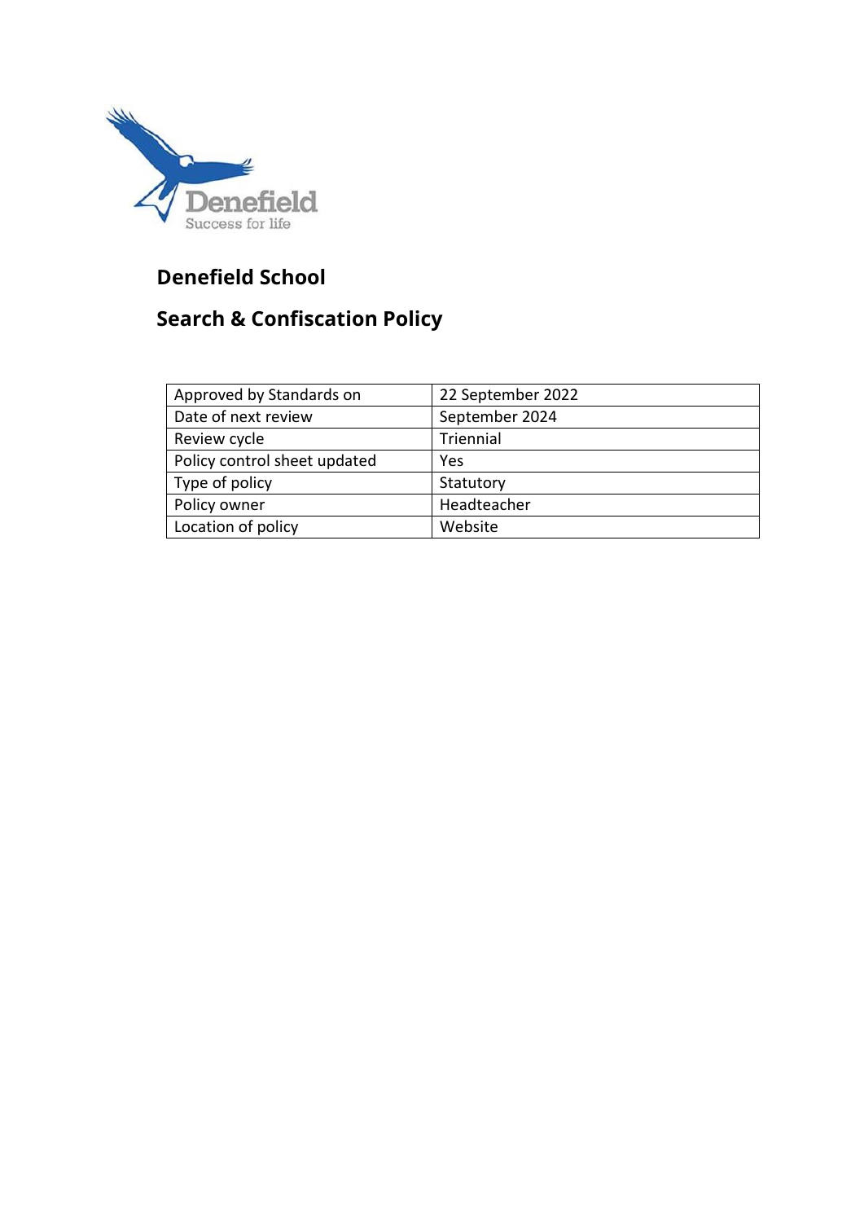Denefield
Success for life

# Denefield School

## Search & Confiscation Policy

| Approved by Standards on | 22 September 2022 |
| --- | --- |
| Date of next review | September 2024 |
| Review cycle | Triennial |
| Policy control sheet updated | Yes |
| Type of policy | Statutory |
| Policy owner | Headteacher |
| Location of policy | Website |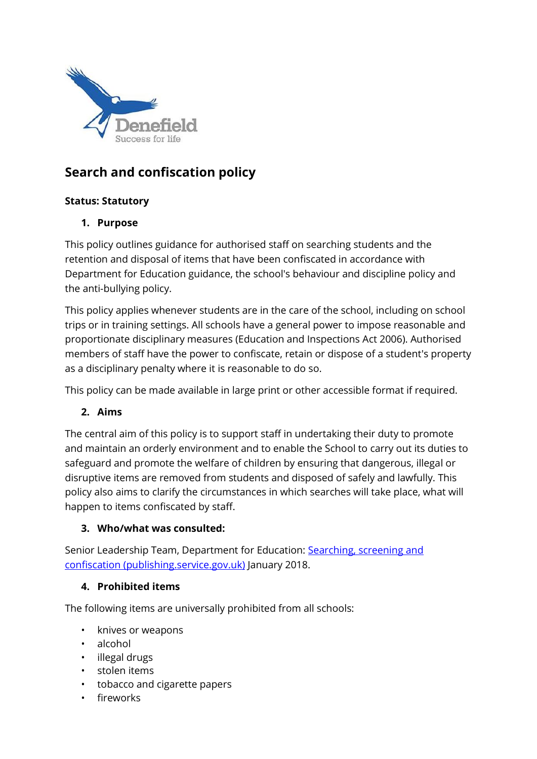# Search and confiscation policy

**Status: Statutory**

1. **Purpose**

This policy outlines guidance for authorised staff on searching students and the retention and disposal of items that have been confiscated in accordance with Department for Education guidance, the school's behaviour and discipline policy and the anti-bullying policy.

This policy applies whenever students are in the care of the school, including on school trips or in training settings. All schools have a general power to impose reasonable and proportionate disciplinary measures (Education and Inspections Act 2006). Authorised members of staff have the power to confiscate, retain or dispose of a student's property as a disciplinary penalty where it is reasonable to do so.

This policy can be made available in large print or other accessible format if required.

2. **Aims**

The central aim of this policy is to support staff in undertaking their duty to promote and maintain an orderly environment and to enable the School to carry out its duties to safeguard and promote the welfare of children by ensuring that dangerous, illegal or disruptive items are removed from students and disposed of safely and lawfully. This policy also aims to clarify the circumstances in which searches will take place, what will happen to items confiscated by staff.

3. **Who/what was consulted:**

Senior Leadership Team, Department for Education: [Searching, screening and confiscation (publishing.service.gov.uk)](Searching, screening and confiscation (publishing.service.gov.uk)) January 2018.

4. **Prohibited items**

The following items are universally prohibited from all schools:

- knives or weapons
- alcohol
- illegal drugs
- stolen items
- tobacco and cigarette papers
- fireworks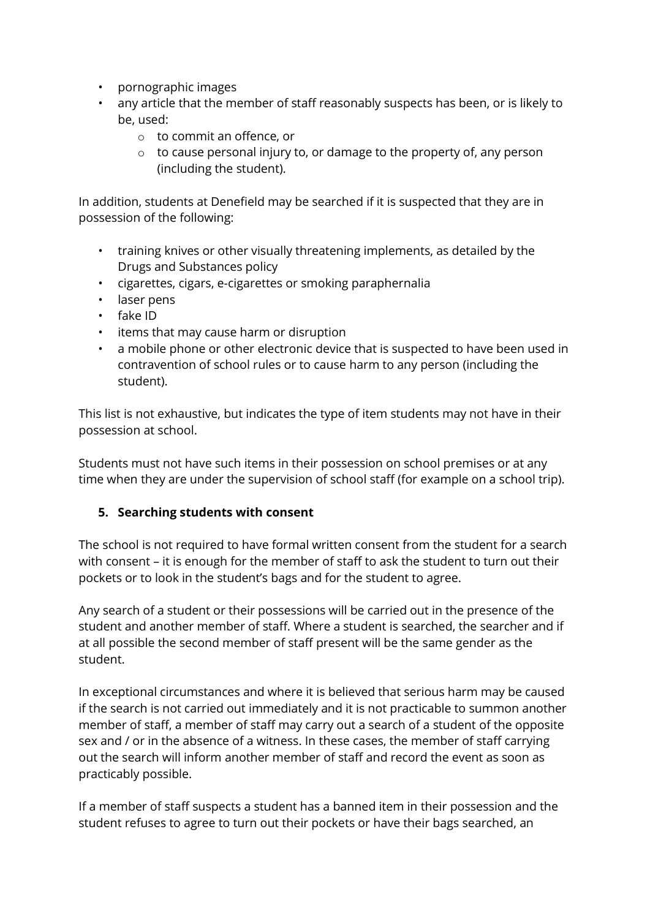- pornographic images
- any article that the member of staff reasonably suspects has been, or is likely to be, used:
  - to commit an offence, or
  - to cause personal injury to, or damage to the property of, any person (including the student).

In addition, students at Denefield may be searched if it is suspected that they are in possession of the following:

- training knives or other visually threatening implements, as detailed by the Drugs and Substances policy
- cigarettes, cigars, e-cigarettes or smoking paraphernalia
- laser pens
- fake ID
- items that may cause harm or disruption
- a mobile phone or other electronic device that is suspected to have been used in contravention of school rules or to cause harm to any person (including the student).

This list is not exhaustive, but indicates the type of item students may not have in their possession at school.

Students must not have such items in their possession on school premises or at any time when they are under the supervision of school staff (for example on a school trip).

## 5. Searching students with consent

The school is not required to have formal written consent from the student for a search with consent – it is enough for the member of staff to ask the student to turn out their pockets or to look in the student's bags and for the student to agree.

Any search of a student or their possessions will be carried out in the presence of the student and another member of staff. Where a student is searched, the searcher and if at all possible the second member of staff present will be the same gender as the student.

In exceptional circumstances and where it is believed that serious harm may be caused if the search is not carried out immediately and it is not practicable to summon another member of staff, a member of staff may carry out a search of a student of the opposite sex and / or in the absence of a witness. In these cases, the member of staff carrying out the search will inform another member of staff and record the event as soon as practicably possible.

If a member of staff suspects a student has a banned item in their possession and the student refuses to agree to turn out their pockets or have their bags searched, an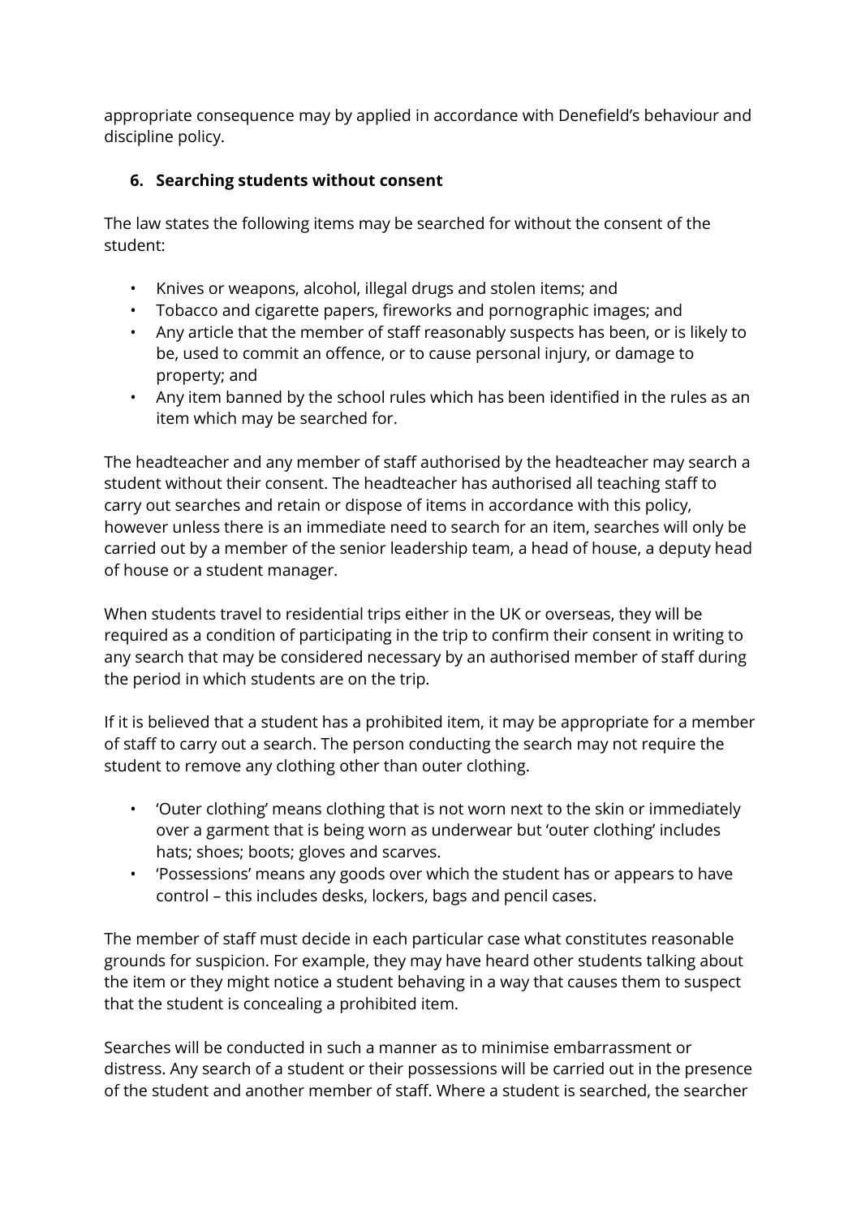appropriate consequence may by applied in accordance with Denefield's behaviour and discipline policy.

## 6. Searching students without consent

The law states the following items may be searched for without the consent of the student:

- Knives or weapons, alcohol, illegal drugs and stolen items; and
- Tobacco and cigarette papers, fireworks and pornographic images; and
- Any article that the member of staff reasonably suspects has been, or is likely to be, used to commit an offence, or to cause personal injury, or damage to property; and
- Any item banned by the school rules which has been identified in the rules as an item which may be searched for.

The headteacher and any member of staff authorised by the headteacher may search a student without their consent. The headteacher has authorised all teaching staff to carry out searches and retain or dispose of items in accordance with this policy, however unless there is an immediate need to search for an item, searches will only be carried out by a member of the senior leadership team, a head of house, a deputy head of house or a student manager.

When students travel to residential trips either in the UK or overseas, they will be required as a condition of participating in the trip to confirm their consent in writing to any search that may be considered necessary by an authorised member of staff during the period in which students are on the trip.

If it is believed that a student has a prohibited item, it may be appropriate for a member of staff to carry out a search. The person conducting the search may not require the student to remove any clothing other than outer clothing.

- 'Outer clothing' means clothing that is not worn next to the skin or immediately over a garment that is being worn as underwear but 'outer clothing' includes hats; shoes; boots; gloves and scarves.
- 'Possessions' means any goods over which the student has or appears to have control – this includes desks, lockers, bags and pencil cases.

The member of staff must decide in each particular case what constitutes reasonable grounds for suspicion. For example, they may have heard other students talking about the item or they might notice a student behaving in a way that causes them to suspect that the student is concealing a prohibited item.

Searches will be conducted in such a manner as to minimise embarrassment or distress. Any search of a student or their possessions will be carried out in the presence of the student and another member of staff. Where a student is searched, the searcher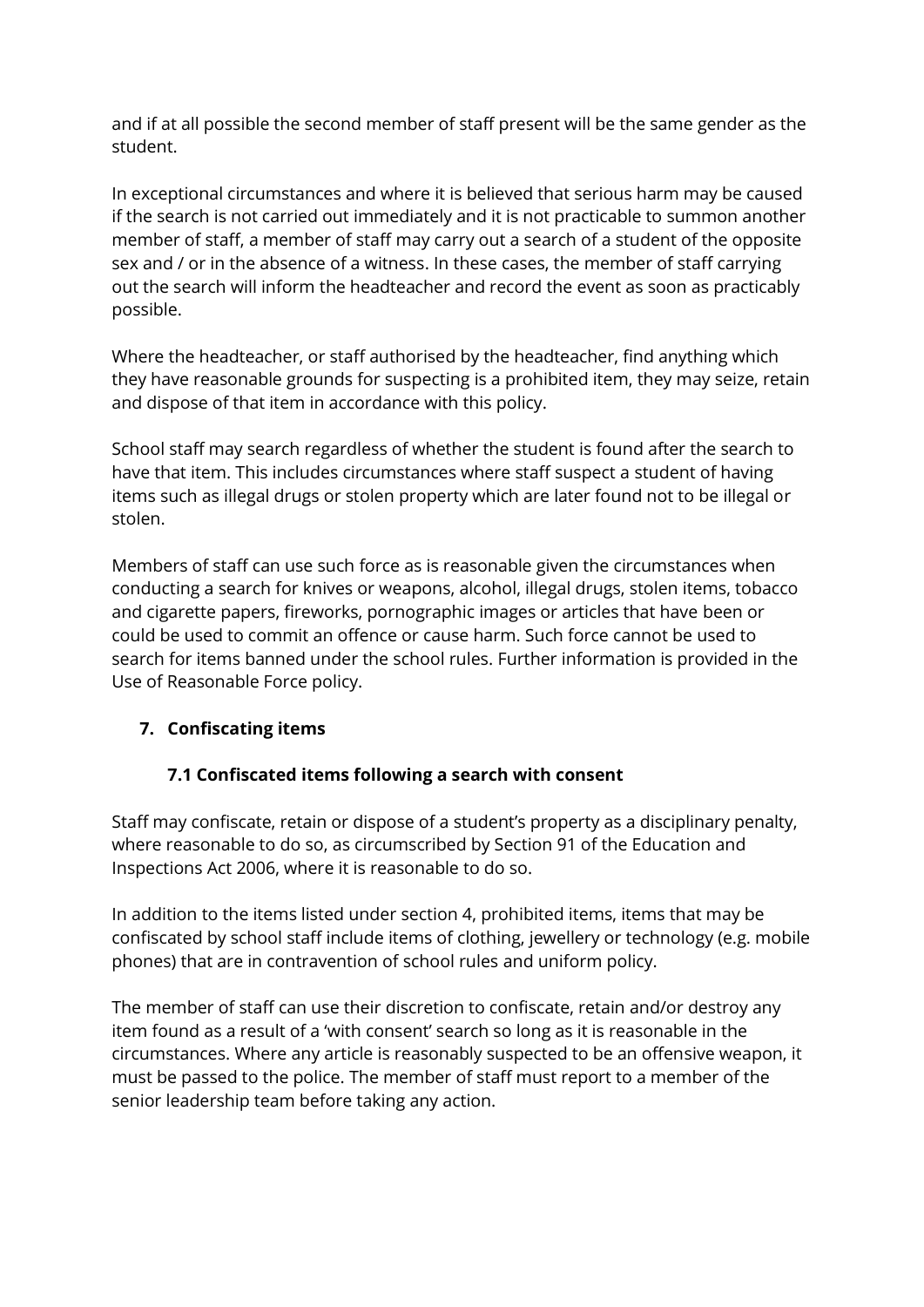and if at all possible the second member of staff present will be the same gender as the student.

In exceptional circumstances and where it is believed that serious harm may be caused if the search is not carried out immediately and it is not practicable to summon another member of staff, a member of staff may carry out a search of a student of the opposite sex and / or in the absence of a witness. In these cases, the member of staff carrying out the search will inform the headteacher and record the event as soon as practicably possible.

Where the headteacher, or staff authorised by the headteacher, find anything which they have reasonable grounds for suspecting is a prohibited item, they may seize, retain and dispose of that item in accordance with this policy.

School staff may search regardless of whether the student is found after the search to have that item. This includes circumstances where staff suspect a student of having items such as illegal drugs or stolen property which are later found not to be illegal or stolen.

Members of staff can use such force as is reasonable given the circumstances when conducting a search for knives or weapons, alcohol, illegal drugs, stolen items, tobacco and cigarette papers, fireworks, pornographic images or articles that have been or could be used to commit an offence or cause harm. Such force cannot be used to search for items banned under the school rules. Further information is provided in the Use of Reasonable Force policy.

## 7. Confiscating items

### 7.1 Confiscated items following a search with consent

Staff may confiscate, retain or dispose of a student's property as a disciplinary penalty, where reasonable to do so, as circumscribed by Section 91 of the Education and Inspections Act 2006, where it is reasonable to do so.

In addition to the items listed under section 4, prohibited items, items that may be confiscated by school staff include items of clothing, jewellery or technology (e.g. mobile phones) that are in contravention of school rules and uniform policy.

The member of staff can use their discretion to confiscate, retain and/or destroy any item found as a result of a 'with consent' search so long as it is reasonable in the circumstances. Where any article is reasonably suspected to be an offensive weapon, it must be passed to the police. The member of staff must report to a member of the senior leadership team before taking any action.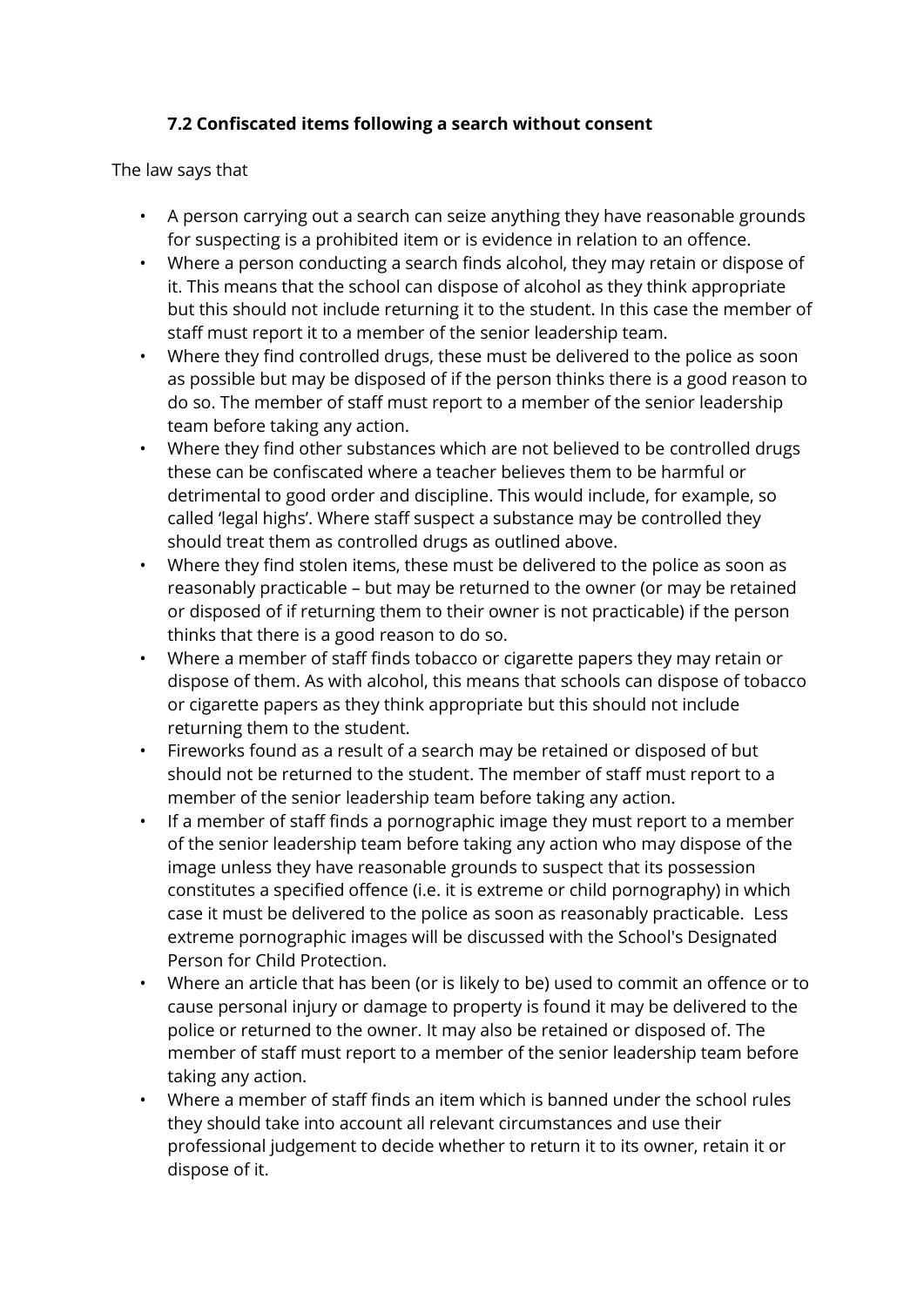### 7.2 Confiscated items following a search without consent

The law says that

- A person carrying out a search can seize anything they have reasonable grounds for suspecting is a prohibited item or is evidence in relation to an offence.
- Where a person conducting a search finds alcohol, they may retain or dispose of it. This means that the school can dispose of alcohol as they think appropriate but this should not include returning it to the student. In this case the member of staff must report it to a member of the senior leadership team.
- Where they find controlled drugs, these must be delivered to the police as soon as possible but may be disposed of if the person thinks there is a good reason to do so. The member of staff must report to a member of the senior leadership team before taking any action.
- Where they find other substances which are not believed to be controlled drugs these can be confiscated where a teacher believes them to be harmful or detrimental to good order and discipline. This would include, for example, so called 'legal highs'. Where staff suspect a substance may be controlled they should treat them as controlled drugs as outlined above.
- Where they find stolen items, these must be delivered to the police as soon as reasonably practicable – but may be returned to the owner (or may be retained or disposed of if returning them to their owner is not practicable) if the person thinks that there is a good reason to do so.
- Where a member of staff finds tobacco or cigarette papers they may retain or dispose of them. As with alcohol, this means that schools can dispose of tobacco or cigarette papers as they think appropriate but this should not include returning them to the student.
- Fireworks found as a result of a search may be retained or disposed of but should not be returned to the student. The member of staff must report to a member of the senior leadership team before taking any action.
- If a member of staff finds a pornographic image they must report to a member of the senior leadership team before taking any action who may dispose of the image unless they have reasonable grounds to suspect that its possession constitutes a specified offence (i.e. it is extreme or child pornography) in which case it must be delivered to the police as soon as reasonably practicable. Less extreme pornographic images will be discussed with the School's Designated Person for Child Protection.
- Where an article that has been (or is likely to be) used to commit an offence or to cause personal injury or damage to property is found it may be delivered to the police or returned to the owner. It may also be retained or disposed of. The member of staff must report to a member of the senior leadership team before taking any action.
- Where a member of staff finds an item which is banned under the school rules they should take into account all relevant circumstances and use their professional judgement to decide whether to return it to its owner, retain it or dispose of it.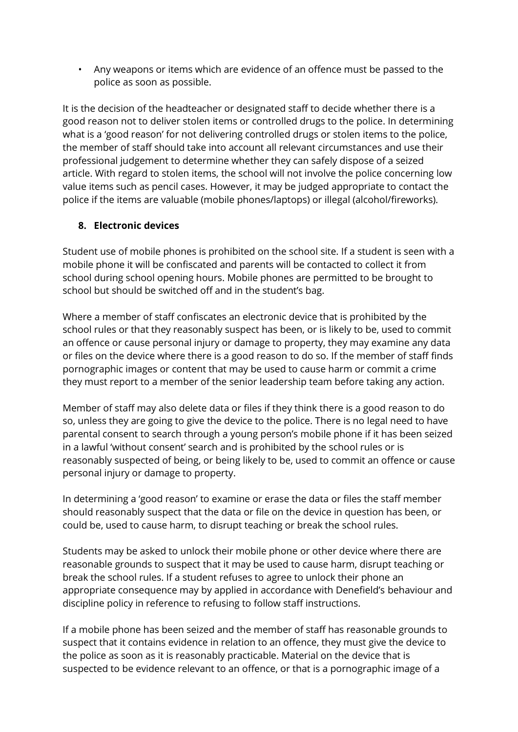- Any weapons or items which are evidence of an offence must be passed to the police as soon as possible.

It is the decision of the headteacher or designated staff to decide whether there is a good reason not to deliver stolen items or controlled drugs to the police. In determining what is a 'good reason' for not delivering controlled drugs or stolen items to the police, the member of staff should take into account all relevant circumstances and use their professional judgement to determine whether they can safely dispose of a seized article. With regard to stolen items, the school will not involve the police concerning low value items such as pencil cases. However, it may be judged appropriate to contact the police if the items are valuable (mobile phones/laptops) or illegal (alcohol/fireworks).

## 8. Electronic devices

Student use of mobile phones is prohibited on the school site. If a student is seen with a mobile phone it will be confiscated and parents will be contacted to collect it from school during school opening hours. Mobile phones are permitted to be brought to school but should be switched off and in the student's bag.

Where a member of staff confiscates an electronic device that is prohibited by the school rules or that they reasonably suspect has been, or is likely to be, used to commit an offence or cause personal injury or damage to property, they may examine any data or files on the device where there is a good reason to do so. If the member of staff finds pornographic images or content that may be used to cause harm or commit a crime they must report to a member of the senior leadership team before taking any action.

Member of staff may also delete data or files if they think there is a good reason to do so, unless they are going to give the device to the police. There is no legal need to have parental consent to search through a young person's mobile phone if it has been seized in a lawful 'without consent' search and is prohibited by the school rules or is reasonably suspected of being, or being likely to be, used to commit an offence or cause personal injury or damage to property.

In determining a 'good reason' to examine or erase the data or files the staff member should reasonably suspect that the data or file on the device in question has been, or could be, used to cause harm, to disrupt teaching or break the school rules.

Students may be asked to unlock their mobile phone or other device where there are reasonable grounds to suspect that it may be used to cause harm, disrupt teaching or break the school rules. If a student refuses to agree to unlock their phone an appropriate consequence may by applied in accordance with Denefield's behaviour and discipline policy in reference to refusing to follow staff instructions.

If a mobile phone has been seized and the member of staff has reasonable grounds to suspect that it contains evidence in relation to an offence, they must give the device to the police as soon as it is reasonably practicable. Material on the device that is suspected to be evidence relevant to an offence, or that is a pornographic image of a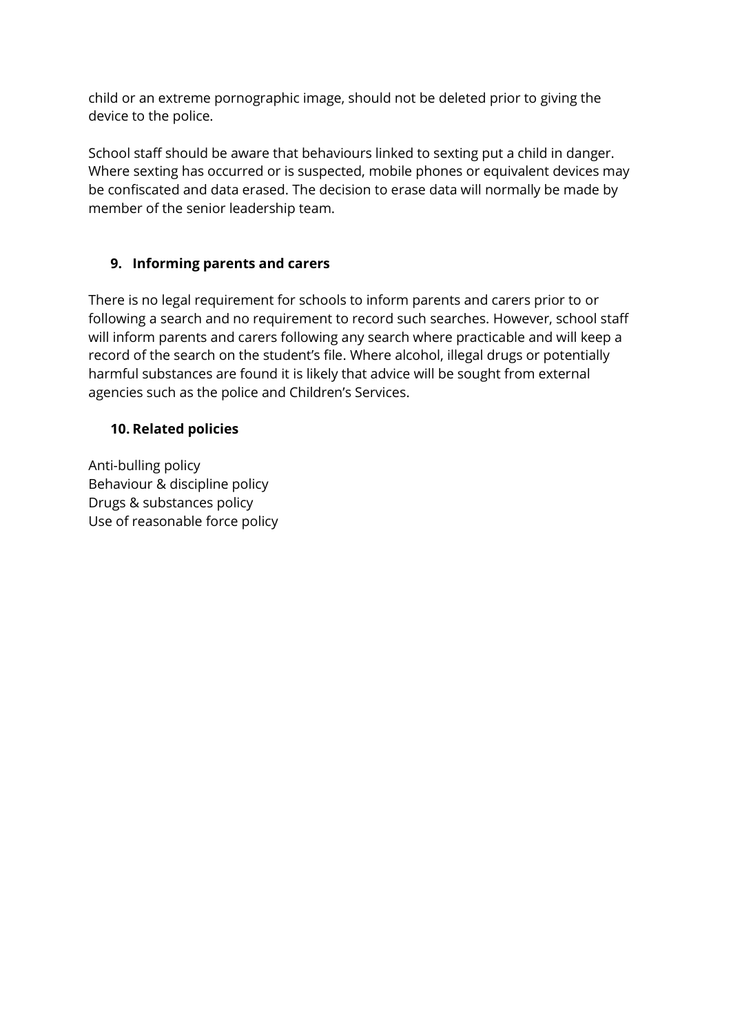child or an extreme pornographic image, should not be deleted prior to giving the device to the police.

School staff should be aware that behaviours linked to sexting put a child in danger. Where sexting has occurred or is suspected, mobile phones or equivalent devices may be confiscated and data erased. The decision to erase data will normally be made by member of the senior leadership team.

## 9. Informing parents and carers

There is no legal requirement for schools to inform parents and carers prior to or following a search and no requirement to record such searches. However, school staff will inform parents and carers following any search where practicable and will keep a record of the search on the student's file. Where alcohol, illegal drugs or potentially harmful substances are found it is likely that advice will be sought from external agencies such as the police and Children's Services.

## 10. Related policies

Anti-bulling policy
Behaviour & discipline policy
Drugs & substances policy
Use of reasonable force policy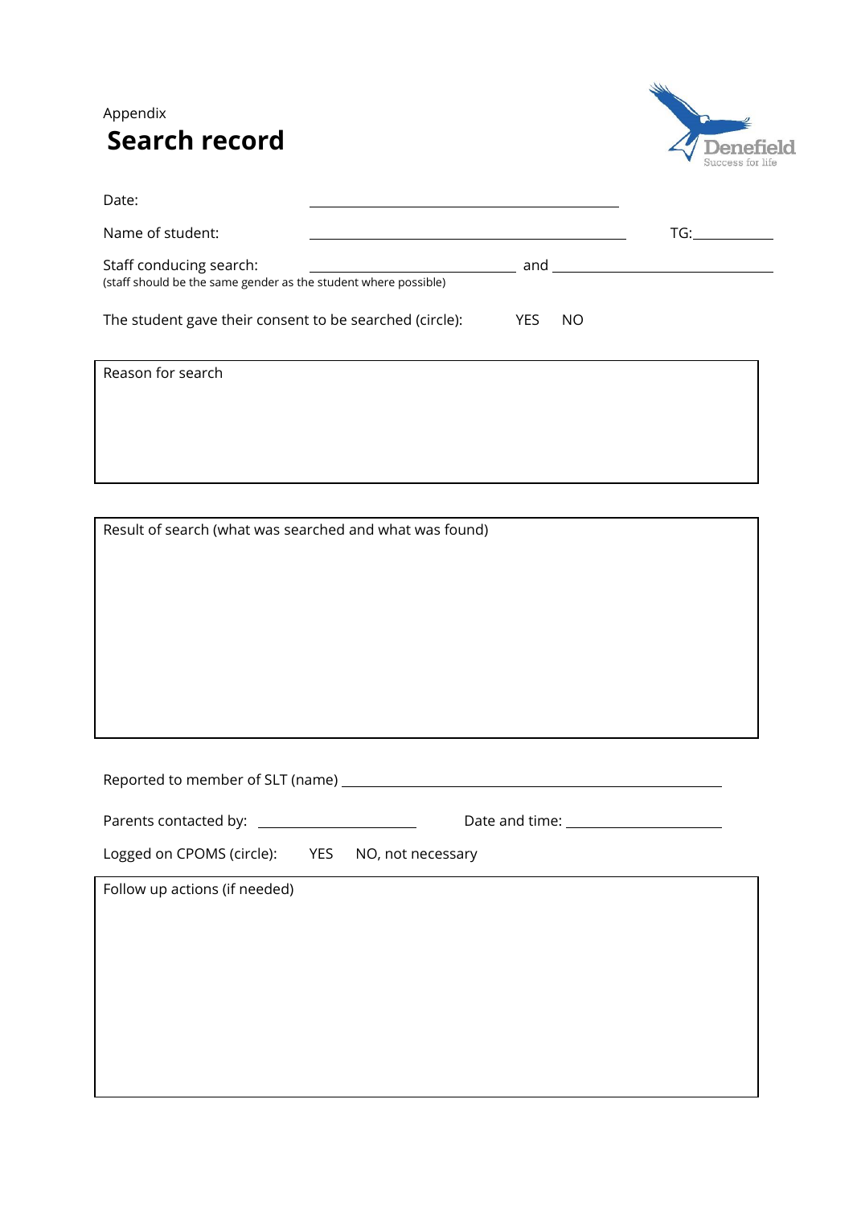Appendix

# Search record

Date: ______________________________

Name of student: ______________________________ TG: __________

Staff conducing search: ____________________ and ____________________
(staff should be the same gender as the student where possible)

The student gave their consent to be searched (circle): YES NO

| Reason for search |
|---|
| |

| Result of search (what was searched and what was found) |
|---|
| |

Reported to member of SLT (name) ______________________________

Parents contacted by: ____________________ Date and time: ____________________

Logged on CPOMS (circle): YES NO, not necessary

| Follow up actions (if needed) |
|---|
| |